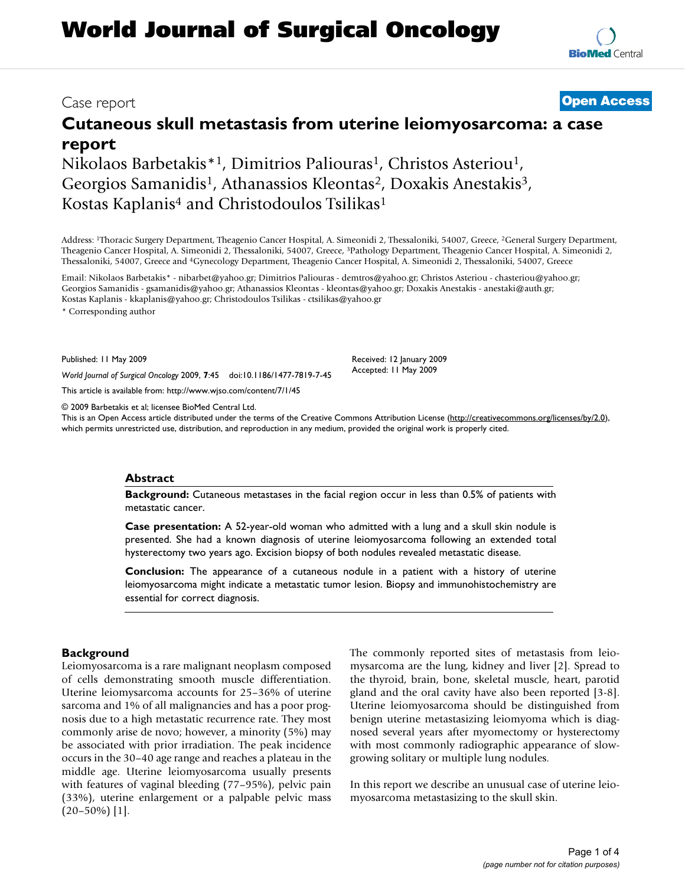# World Journal of Surgical Oncology

Case report

**Open Access**

## Cutaneous skull metastasis from uterine leiomyosarcoma: a case report

Nikolaos Barbetakis*[1], Dimitrios Paliouras[1], Christos Asteriou[1], Georgios Samanidis[1], Athanassios Kleontas[2], Doxakis Anestakis[3], Kostas Kaplanis[4] and Christodoulos Tsilikas[1]

Address: [1]Thoracic Surgery Department, Theagenio Cancer Hospital, A. Simeonidi 2, Thessaloniki, 54007, Greece, [2]General Surgery Department, Theagenio Cancer Hospital, A. Simeonidi 2, Thessaloniki, 54007, Greece, [3]Pathology Department, Theagenio Cancer Hospital, A. Simeonidi 2, Thessaloniki, 54007, Greece and [4]Gynecology Department, Theagenio Cancer Hospital, A. Simeonidi 2, Thessaloniki, 54007, Greece

Email: Nikolaos Barbetakis* - nibarbet@yahoo.gr; Dimitrios Paliouras - demtros@yahoo.gr; Christos Asteriou - chasteriou@yahoo.gr; Georgios Samanidis - gsamanidis@yahoo.gr; Athanassios Kleontas - kleontas@yahoo.gr; Doxakis Anestakis - anestaki@auth.gr; Kostas Kaplanis - kkaplanis@yahoo.gr; Christodoulos Tsilikas - ctsilikas@yahoo.gr

* Corresponding author

Published: 11 May 2009

*World Journal of Surgical Oncology* 2009, **7**:45 doi:10.1186/1477-7819-7-45

Received: 12 January 2009
Accepted: 11 May 2009

This article is available from: http://www.wjso.com/content/7/1/45

© 2009 Barbetakis et al; licensee BioMed Central Ltd.
This is an Open Access article distributed under the terms of the Creative Commons Attribution License (http://creativecommons.org/licenses/by/2.0), which permits unrestricted use, distribution, and reproduction in any medium, provided the original work is properly cited.

### Abstract

**Background:** Cutaneous metastases in the facial region occur in less than 0.5% of patients with metastatic cancer.

**Case presentation:** A 52-year-old woman who admitted with a lung and a skull skin nodule is presented. She had a known diagnosis of uterine leiomyosarcoma following an extended total hysterectomy two years ago. Excision biopsy of both nodules revealed metastatic disease.

**Conclusion:** The appearance of a cutaneous nodule in a patient with a history of uterine leiomyosarcoma might indicate a metastatic tumor lesion. Biopsy and immunohistochemistry are essential for correct diagnosis.

## Background

Leiomyosarcoma is a rare malignant neoplasm composed of cells demonstrating smooth muscle differentiation. Uterine leiomysarcoma accounts for 25–36% of uterine sarcoma and 1% of all malignancies and has a poor prognosis due to a high metastatic recurrence rate. They most commonly arise de novo; however, a minority (5%) may be associated with prior irradiation. The peak incidence occurs in the 30–40 age range and reaches a plateau in the middle age. Uterine leiomyosarcoma usually presents with features of vaginal bleeding (77–95%), pelvic pain (33%), uterine enlargement or a palpable pelvic mass (20–50%) [1].

The commonly reported sites of metastasis from leiomysarcoma are the lung, kidney and liver [2]. Spread to the thyroid, brain, bone, skeletal muscle, heart, parotid gland and the oral cavity have also been reported [3-8]. Uterine leiomyosarcoma should be distinguished from benign uterine metastasizing leiomyoma which is diagnosed several years after myomectomy or hysterectomy with most commonly radiographic appearance of slow-growing solitary or multiple lung nodules.

In this report we describe an unusual case of uterine leiomyosarcoma metastasizing to the skull skin.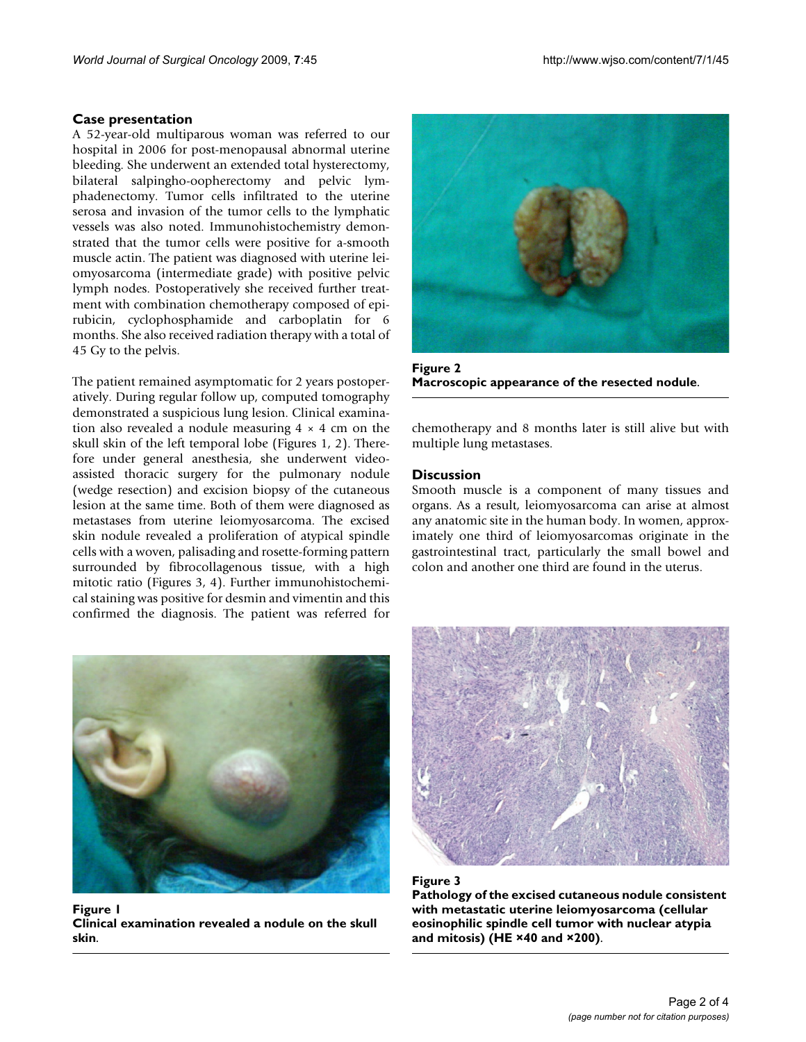## Case presentation

A 52-year-old multiparous woman was referred to our hospital in 2006 for post-menopausal abnormal uterine bleeding. She underwent an extended total hysterectomy, bilateral salpingho-oopherectomy and pelvic lymphadenectomy. Tumor cells infiltrated to the uterine serosa and invasion of the tumor cells to the lymphatic vessels was also noted. Immunohistochemistry demonstrated that the tumor cells were positive for a-smooth muscle actin. The patient was diagnosed with uterine leiomyosarcoma (intermediate grade) with positive pelvic lymph nodes. Postoperatively she received further treatment with combination chemotherapy composed of epirubicin, cyclophosphamide and carboplatin for 6 months. She also received radiation therapy with a total of 45 Gy to the pelvis.

The patient remained asymptomatic for 2 years postoperatively. During regular follow up, computed tomography demonstrated a suspicious lung lesion. Clinical examination also revealed a nodule measuring 4 × 4 cm on the skull skin of the left temporal lobe (Figures 1, 2). Therefore under general anesthesia, she underwent video-assisted thoracic surgery for the pulmonary nodule (wedge resection) and excision biopsy of the cutaneous lesion at the same time. Both of them were diagnosed as metastases from uterine leiomyosarcoma. The excised skin nodule revealed a proliferation of atypical spindle cells with a woven, palisading and rosette-forming pattern surrounded by fibrocollagenous tissue, with a high mitotic ratio (Figures 3, 4). Further immunohistochemical staining was positive for desmin and vimentin and this confirmed the diagnosis. The patient was referred for chemotherapy and 8 months later is still alive but with multiple lung metastases.

**Figure 2**
**Macroscopic appearance of the resected nodule**.

## Discussion

Smooth muscle is a component of many tissues and organs. As a result, leiomyosarcoma can arise at almost any anatomic site in the human body. In women, approximately one third of leiomyosarcomas originate in the gastrointestinal tract, particularly the small bowel and colon and another one third are found in the uterus.

**Figure 1**
**Clinical examination revealed a nodule on the skull skin**.

**Figure 3**
**Pathology of the excised cutaneous nodule consistent with metastatic uterine leiomyosarcoma (cellular eosinophilic spindle cell tumor with nuclear atypia and mitosis) (HE ×40 and ×200)**.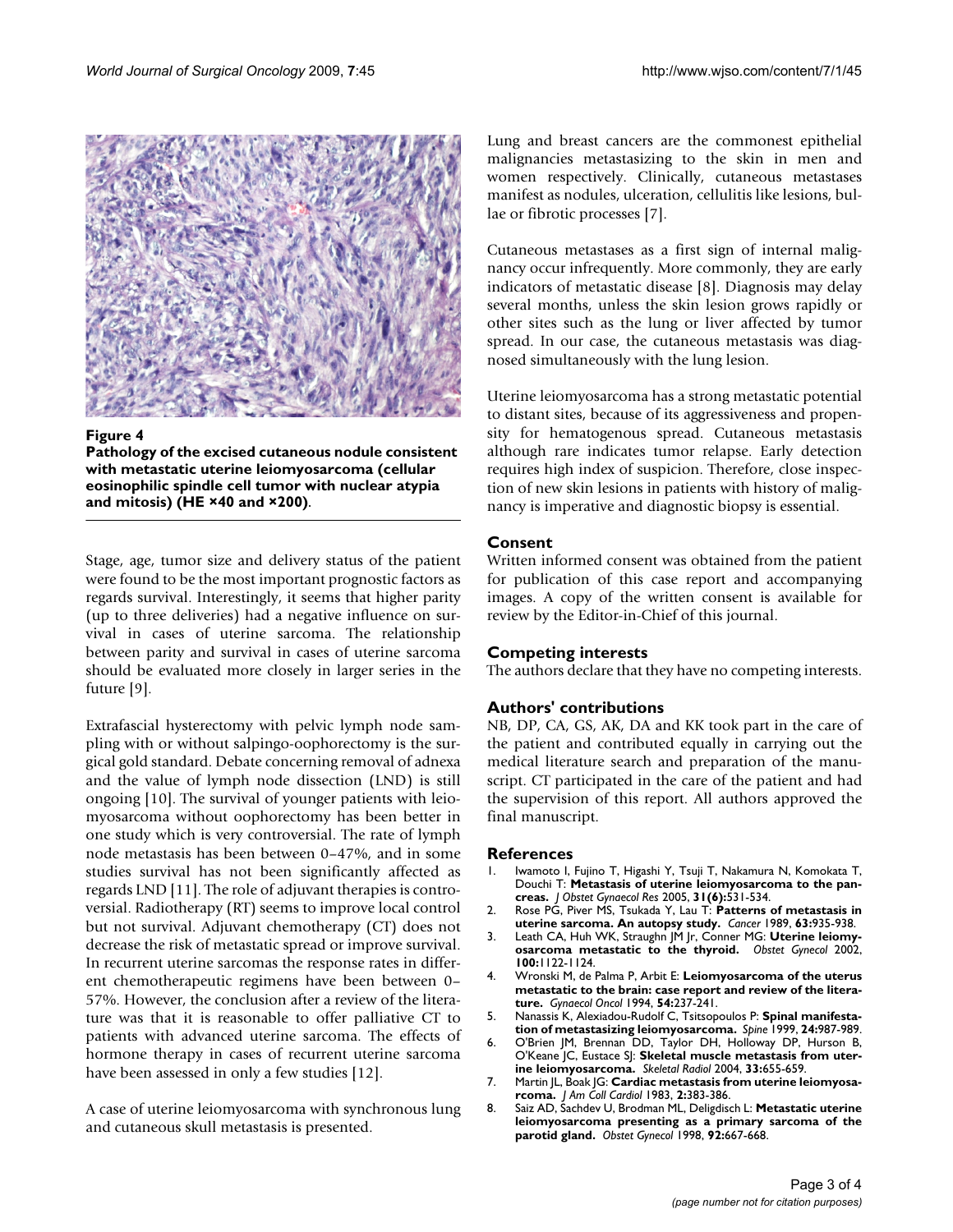**Figure 4**

**Pathology of the excised cutaneous nodule consistent with metastatic uterine leiomyosarcoma (cellular eosinophilic spindle cell tumor with nuclear atypia and mitosis) (HE ×40 and ×200)**.

Stage, age, tumor size and delivery status of the patient were found to be the most important prognostic factors as regards survival. Interestingly, it seems that higher parity (up to three deliveries) had a negative influence on survival in cases of uterine sarcoma. The relationship between parity and survival in cases of uterine sarcoma should be evaluated more closely in larger series in the future [9].

Extrafascial hysterectomy with pelvic lymph node sampling with or without salpingo-oophorectomy is the surgical gold standard. Debate concerning removal of adnexa and the value of lymph node dissection (LND) is still ongoing [10]. The survival of younger patients with leiomyosarcoma without oophorectomy has been better in one study which is very controversial. The rate of lymph node metastasis has been between 0–47%, and in some studies survival has not been significantly affected as regards LND [11]. The role of adjuvant therapies is controversial. Radiotherapy (RT) seems to improve local control but not survival. Adjuvant chemotherapy (CT) does not decrease the risk of metastatic spread or improve survival. In recurrent uterine sarcomas the response rates in different chemotherapeutic regimens have been between 0–57%. However, the conclusion after a review of the literature was that it is reasonable to offer palliative CT to patients with advanced uterine sarcoma. The effects of hormone therapy in cases of recurrent uterine sarcoma have been assessed in only a few studies [12].

A case of uterine leiomyosarcoma with synchronous lung and cutaneous skull metastasis is presented.

Lung and breast cancers are the commonest epithelial malignancies metastasizing to the skin in men and women respectively. Clinically, cutaneous metastases manifest as nodules, ulceration, cellulitis like lesions, bullae or fibrotic processes [7].

Cutaneous metastases as a first sign of internal malignancy occur infrequently. More commonly, they are early indicators of metastatic disease [8]. Diagnosis may delay several months, unless the skin lesion grows rapidly or other sites such as the lung or liver affected by tumor spread. In our case, the cutaneous metastasis was diagnosed simultaneously with the lung lesion.

Uterine leiomyosarcoma has a strong metastatic potential to distant sites, because of its aggressiveness and propensity for hematogenous spread. Cutaneous metastasis although rare indicates tumor relapse. Early detection requires high index of suspicion. Therefore, close inspection of new skin lesions in patients with history of malignancy is imperative and diagnostic biopsy is essential.

## Consent

Written informed consent was obtained from the patient for publication of this case report and accompanying images. A copy of the written consent is available for review by the Editor-in-Chief of this journal.

## Competing interests

The authors declare that they have no competing interests.

## Authors' contributions

NB, DP, CA, GS, AK, DA and KK took part in the care of the patient and contributed equally in carrying out the medical literature search and preparation of the manuscript. CT participated in the care of the patient and had the supervision of this report. All authors approved the final manuscript.

## References

1. Iwamoto I, Fujino T, Higashi Y, Tsuji T, Nakamura N, Komokata T, Douchi T: **Metastasis of uterine leiomyosarcoma to the pancreas.** *J Obstet Gynaecol Res* 2005, **31(6):**531-534.
2. Rose PG, Piver MS, Tsukada Y, Lau T: **Patterns of metastasis in uterine sarcoma. An autopsy study.** *Cancer* 1989, **63:**935-938.
3. Leath CA, Huh WK, Straughn JM Jr, Conner MG: **Uterine leiomyosarcoma metastatic to the thyroid.** *Obstet Gynecol* 2002, **100:**1122-1124.
4. Wronski M, de Palma P, Arbit E: **Leiomyosarcoma of the uterus metastatic to the brain: case report and review of the literature.** *Gynaecol Oncol* 1994, **54:**237-241.
5. Nanassis K, Alexiadou-Rudolf C, Tsitsopoulos P: **Spinal manifestation of metastasizing leiomyosarcoma.** *Spine* 1999, **24:**987-989.
6. O'Brien JM, Brennan DD, Taylor DH, Holloway DP, Hurson B, O'Keane JC, Eustace SJ: **Skeletal muscle metastasis from uterine leiomyosarcoma.** *Skeletal Radiol* 2004, **33:**655-659.
7. Martin JL, Boak JG: **Cardiac metastasis from uterine leiomyosarcoma.** *J Am Coll Cardiol* 1983, **2:**383-386.
8. Saiz AD, Sachdev U, Brodman ML, Deligdisch L: **Metastatic uterine leiomyosarcoma presenting as a primary sarcoma of the parotid gland.** *Obstet Gynecol* 1998, **92:**667-668.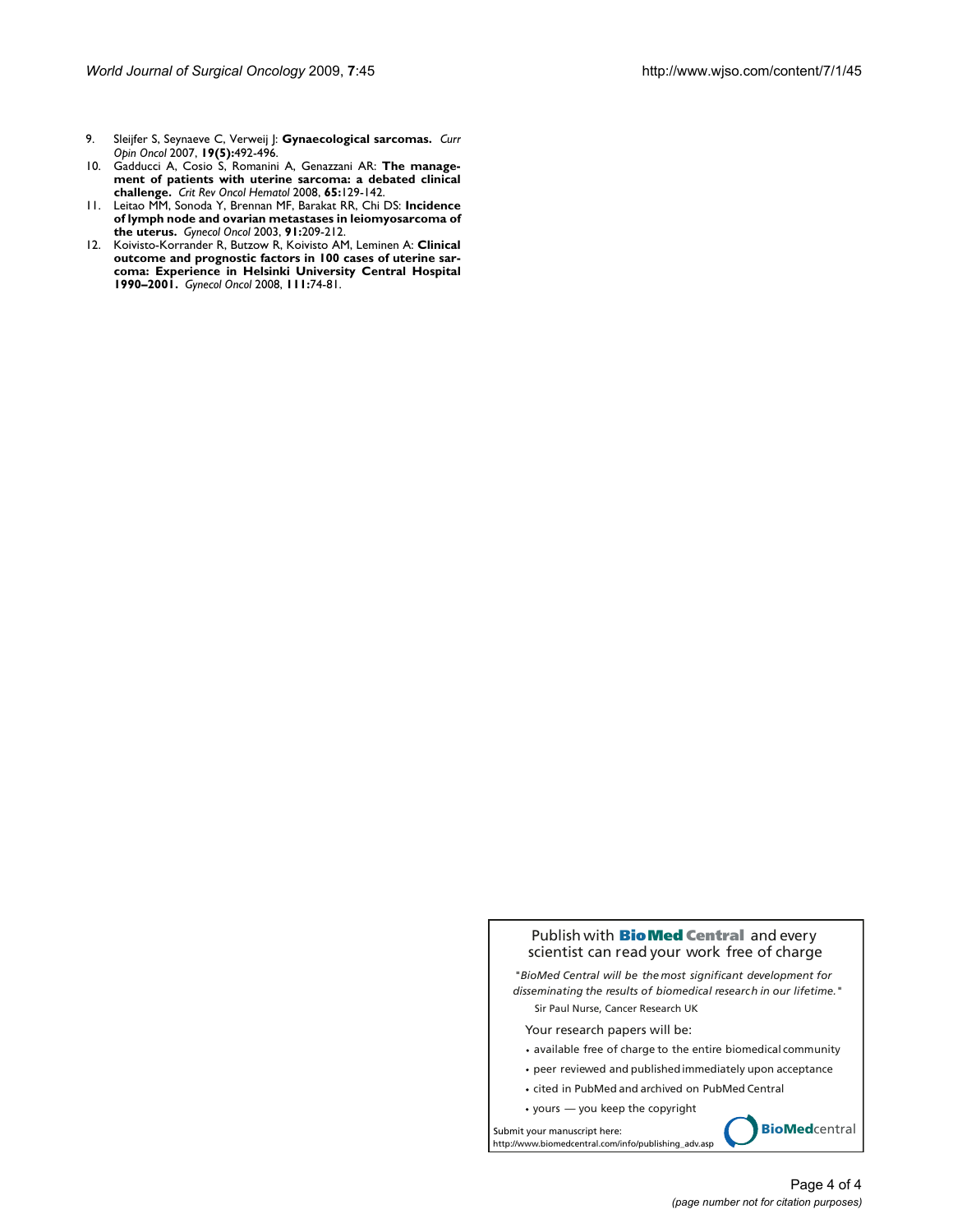9. Sleijfer S, Seynaeve C, Verweij J: **Gynaecological sarcomas.** *Curr Opin Oncol* 2007, **19(5):**492-496.
10. Gadducci A, Cosio S, Romanini A, Genazzani AR: **The management of patients with uterine sarcoma: a debated clinical challenge.** *Crit Rev Oncol Hematol* 2008, **65:**129-142.
11. Leitao MM, Sonoda Y, Brennan MF, Barakat RR, Chi DS: **Incidence of lymph node and ovarian metastases in leiomyosarcoma of the uterus.** *Gynecol Oncol* 2003, **91:**209-212.
12. Koivisto-Korrander R, Butzow R, Koivisto AM, Leminen A: **Clinical outcome and prognostic factors in 100 cases of uterine sarcoma: Experience in Helsinki University Central Hospital 1990–2001.** *Gynecol Oncol* 2008, **111:**74-81.

Publish with **BioMed Central** and every scientist can read your work free of charge

*"BioMed Central will be the most significant development for disseminating the results of biomedical research in our lifetime."*

Sir Paul Nurse, Cancer Research UK

Your research papers will be:

- available free of charge to the entire biomedical community
- peer reviewed and published immediately upon acceptance
- cited in PubMed and archived on PubMed Central
- yours — you keep the copyright

Submit your manuscript here:
http://www.biomedcentral.com/info/publishing_adv.asp

**BioMed**central